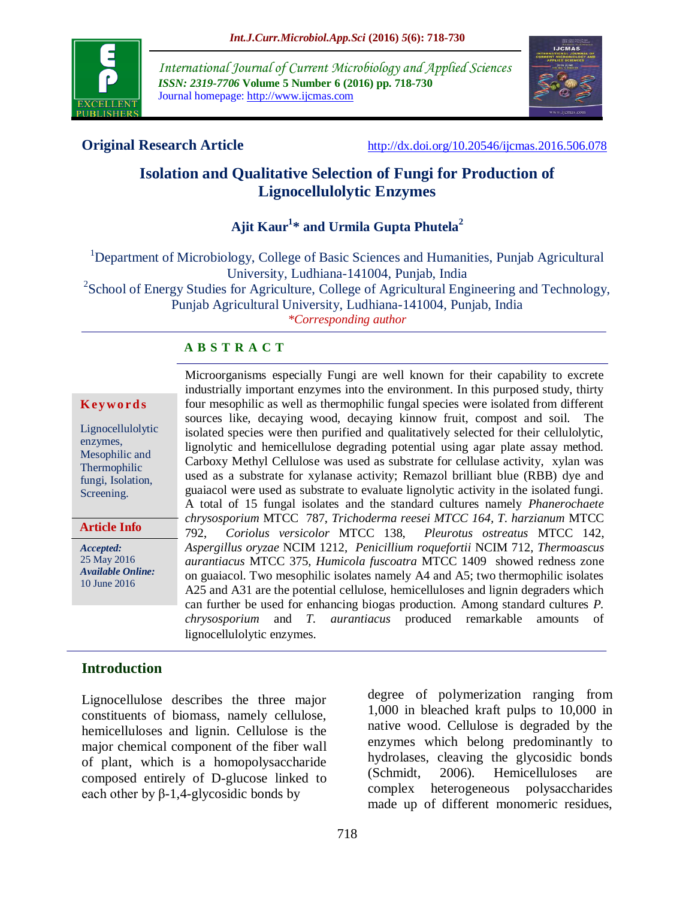International Journal of Current Microbiology and Applied Sciences
*ISSN: 2319-7706* **Volume 5 Number 6 (2016) pp. 718-730**
Journal homepage: http://www.ijcmas.com

**Original Research Article** http://dx.doi.org/10.20546/ijcmas.2016.506.078

# Isolation and Qualitative Selection of Fungi for Production of Lignocellulolytic Enzymes

**Ajit Kaur[1]* and Urmila Gupta Phutela[2]**

[1]Department of Microbiology, College of Basic Sciences and Humanities, Punjab Agricultural University, Ludhiana-141004, Punjab, India
[2]School of Energy Studies for Agriculture, College of Agricultural Engineering and Technology, Punjab Agricultural University, Ludhiana-141004, Punjab, India
*\*Corresponding author*

**Keywords**

Lignocellulolytic enzymes, Mesophilic and Thermophilic fungi, Isolation, Screening.

**Article Info**

***Accepted:*** 25 May 2016
***Available Online:*** 10 June 2016

## ABSTRACT

Microorganisms especially Fungi are well known for their capability to excrete industrially important enzymes into the environment. In this purposed study, thirty four mesophilic as well as thermophilic fungal species were isolated from different sources like, decaying wood, decaying kinnow fruit, compost and soil. The isolated species were then purified and qualitatively selected for their cellulolytic, lignolytic and hemicellulose degrading potential using agar plate assay method. Carboxy Methyl Cellulose was used as substrate for cellulase activity, xylan was used as a substrate for xylanase activity; Remazol brilliant blue (RBB) dye and guaiacol were used as substrate to evaluate lignolytic activity in the isolated fungi. A total of 15 fungal isolates and the standard cultures namely *Phanerochaete chrysosporium* MTCC 787, *Trichoderma reesei MTCC 164, T. harzianum* MTCC 792, *Coriolus versicolor* MTCC 138, *Pleurotus ostreatus* MTCC 142, *Aspergillus oryzae* NCIM 1212, *Penicillium roquefortii* NCIM 712, *Thermoascus aurantiacus* MTCC 375, *Humicola fuscoatra* MTCC 1409 showed redness zone on guaiacol. Two mesophilic isolates namely A4 and A5; two thermophilic isolates A25 and A31 are the potential cellulose, hemicelluloses and lignin degraders which can further be used for enhancing biogas production. Among standard cultures *P. chrysosporium* and *T. aurantiacus* produced remarkable amounts of lignocellulolytic enzymes.

## Introduction

Lignocellulose describes the three major constituents of biomass, namely cellulose, hemicelluloses and lignin. Cellulose is the major chemical component of the fiber wall of plant, which is a homopolysaccharide composed entirely of D-glucose linked to each other by β-1,4-glycosidic bonds by degree of polymerization ranging from 1,000 in bleached kraft pulps to 10,000 in native wood. Cellulose is degraded by the enzymes which belong predominantly to hydrolases, cleaving the glycosidic bonds (Schmidt, 2006). Hemicelluloses are complex heterogeneous polysaccharides made up of different monomeric residues,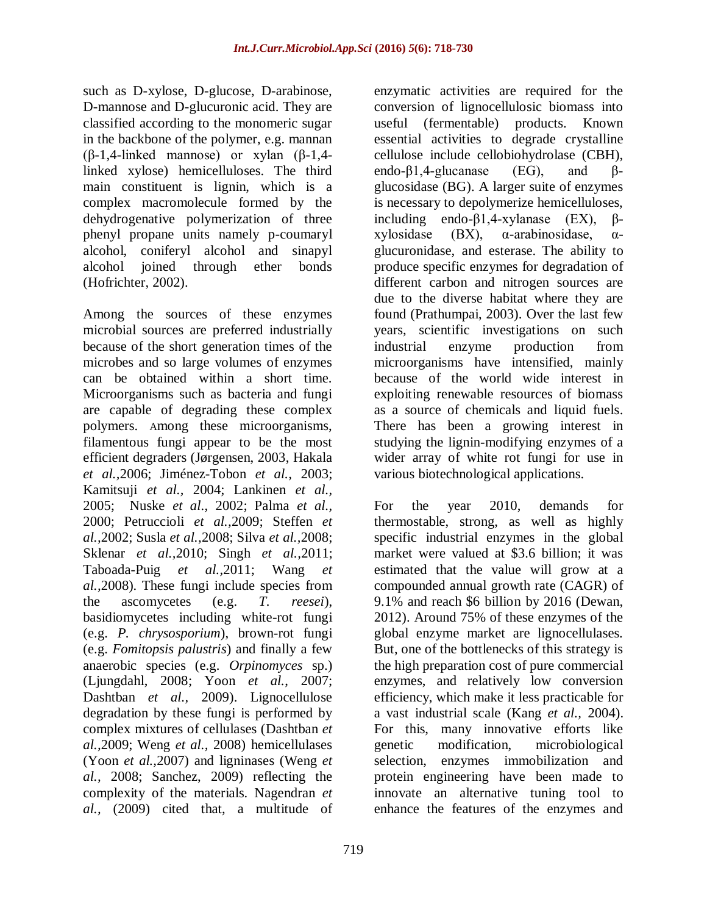such as D-xylose, D-glucose, D-arabinose, D-mannose and D-glucuronic acid. They are classified according to the monomeric sugar in the backbone of the polymer, e.g. mannan (β-1,4-linked mannose) or xylan (β-1,4-linked xylose) hemicelluloses. The third main constituent is lignin, which is a complex macromolecule formed by the dehydrogenative polymerization of three phenyl propane units namely p-coumaryl alcohol, coniferyl alcohol and sinapyl alcohol joined through ether bonds (Hofrichter, 2002).

Among the sources of these enzymes microbial sources are preferred industrially because of the short generation times of the microbes and so large volumes of enzymes can be obtained within a short time. Microorganisms such as bacteria and fungi are capable of degrading these complex polymers. Among these microorganisms, filamentous fungi appear to be the most efficient degraders (Jørgensen, 2003, Hakala *et al.*,2006; Jiménez-Tobon *et al.*, 2003; Kamitsuji *et al.*, 2004; Lankinen *et al.*, 2005; Nuske *et al*., 2002; Palma *et al.*, 2000; Petruccioli *et al.*,2009; Steffen *et al.*,2002; Susla *et al.*,2008; Silva *et al.*,2008; Sklenar *et al.*,2010; Singh *et al.*,2011; Taboada-Puig *et al.*,2011; Wang *et al.*,2008). These fungi include species from the ascomycetes (e.g. *T. reesei*), basidiomycetes including white-rot fungi (e.g. *P. chrysosporium*), brown-rot fungi (e.g. *Fomitopsis palustris*) and finally a few anaerobic species (e.g. *Orpinomyces* sp.) (Ljungdahl, 2008; Yoon *et al.*, 2007; Dashtban *et al.*, 2009). Lignocellulose degradation by these fungi is performed by complex mixtures of cellulases (Dashtban *et al.*,2009; Weng *et al.*, 2008) hemicellulases (Yoon *et al.*,2007) and ligninases (Weng *et al.*, 2008; Sanchez, 2009) reflecting the complexity of the materials. Nagendran *et al.*, (2009) cited that, a multitude of enzymatic activities are required for the conversion of lignocellulosic biomass into useful (fermentable) products. Known essential activities to degrade crystalline cellulose include cellobiohydrolase (CBH), endo-β1,4-glucanase (EG), and β-glucosidase (BG). A larger suite of enzymes is necessary to depolymerize hemicelluloses, including endo-β1,4-xylanase (EX), β-xylosidase (BX), α-arabinosidase, α-glucuronidase, and esterase. The ability to produce specific enzymes for degradation of different carbon and nitrogen sources are due to the diverse habitat where they are found (Prathumpai, 2003). Over the last few years, scientific investigations on such industrial enzyme production from microorganisms have intensified, mainly because of the world wide interest in exploiting renewable resources of biomass as a source of chemicals and liquid fuels. There has been a growing interest in studying the lignin-modifying enzymes of a wider array of white rot fungi for use in various biotechnological applications.

For the year 2010, demands for thermostable, strong, as well as highly specific industrial enzymes in the global market were valued at \$3.6 billion; it was estimated that the value will grow at a compounded annual growth rate (CAGR) of 9.1% and reach \$6 billion by 2016 (Dewan, 2012). Around 75% of these enzymes of the global enzyme market are lignocellulases. But, one of the bottlenecks of this strategy is the high preparation cost of pure commercial enzymes, and relatively low conversion efficiency, which make it less practicable for a vast industrial scale (Kang *et al.*, 2004). For this, many innovative efforts like genetic modification, microbiological selection, enzymes immobilization and protein engineering have been made to innovate an alternative tuning tool to enhance the features of the enzymes and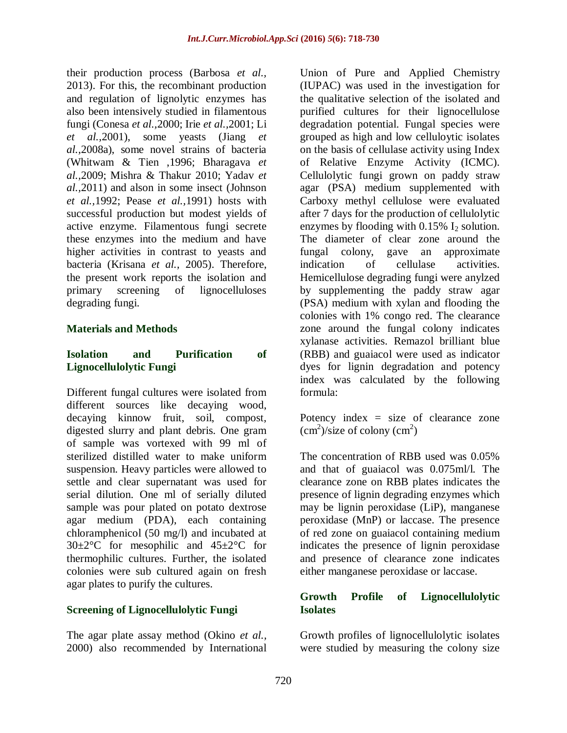their production process (Barbosa *et al.,* 2013). For this, the recombinant production and regulation of lignolytic enzymes has also been intensively studied in filamentous fungi (Conesa *et al.*,2000; Irie *et al.*,2001; Li *et al.*,2001), some yeasts (Jiang *et al.*,2008a), some novel strains of bacteria (Whitwam & Tien ,1996; Bharagava *et al.*,2009; Mishra & Thakur 2010; Yadav *et al.*,2011) and alson in some insect (Johnson *et al.*,1992; Pease *et al.*,1991) hosts with successful production but modest yields of active enzyme. Filamentous fungi secrete these enzymes into the medium and have higher activities in contrast to yeasts and bacteria (Krisana *et al.,* 2005). Therefore, the present work reports the isolation and primary screening of lignocelluloses degrading fungi.

## Materials and Methods

### Isolation and Purification of Lignocellulolytic Fungi

Different fungal cultures were isolated from different sources like decaying wood, decaying kinnow fruit, soil, compost, digested slurry and plant debris. One gram of sample was vortexed with 99 ml of sterilized distilled water to make uniform suspension. Heavy particles were allowed to settle and clear supernatant was used for serial dilution. One ml of serially diluted sample was pour plated on potato dextrose agar medium (PDA), each containing chloramphenicol (50 mg/l) and incubated at 30±2°C for mesophilic and 45±2°C for thermophilic cultures. Further, the isolated colonies were sub cultured again on fresh agar plates to purify the cultures.

### Screening of Lignocellulolytic Fungi

The agar plate assay method (Okino *et al.,* 2000) also recommended by International Union of Pure and Applied Chemistry (IUPAC) was used in the investigation for the qualitative selection of the isolated and purified cultures for their lignocellulose degradation potential. Fungal species were grouped as high and low celluloytic isolates on the basis of cellulase activity using Index of Relative Enzyme Activity (ICMC). Cellulolytic fungi grown on paddy straw agar (PSA) medium supplemented with Carboxy methyl cellulose were evaluated after 7 days for the production of cellulolytic enzymes by flooding with 0.15% $I_2$ solution. The diameter of clear zone around the fungal colony, gave an approximate indication of cellulase activities. Hemicellulose degrading fungi were anylzed by supplementing the paddy straw agar (PSA) medium with xylan and flooding the colonies with 1% congo red. The clearance zone around the fungal colony indicates xylanase activities. Remazol brilliant blue (RBB) and guaiacol were used as indicator dyes for lignin degradation and potency index was calculated by the following formula:

Potency index = size of clearance zone ($cm^2$)/size of colony ($cm^2$)

The concentration of RBB used was 0.05% and that of guaiacol was 0.075ml/l. The clearance zone on RBB plates indicates the presence of lignin degrading enzymes which may be lignin peroxidase (LiP), manganese peroxidase (MnP) or laccase. The presence of red zone on guaiacol containing medium indicates the presence of lignin peroxidase and presence of clearance zone indicates either manganese peroxidase or laccase.

### Growth Profile of Lignocellulolytic Isolates

Growth profiles of lignocellulolytic isolates were studied by measuring the colony size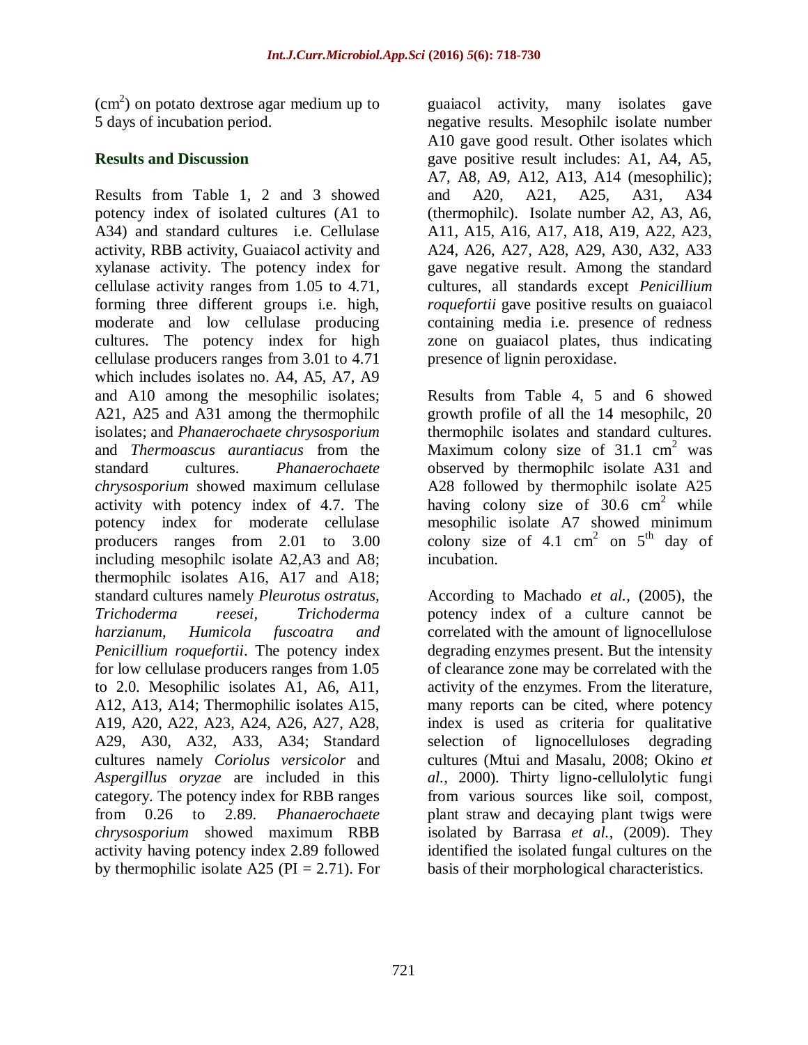($cm^2$) on potato dextrose agar medium up to 5 days of incubation period.

## Results and Discussion

Results from Table 1, 2 and 3 showed potency index of isolated cultures (A1 to A34) and standard cultures i.e. Cellulase activity, RBB activity, Guaiacol activity and xylanase activity. The potency index for cellulase activity ranges from 1.05 to 4.71, forming three different groups i.e. high, moderate and low cellulase producing cultures. The potency index for high cellulase producers ranges from 3.01 to 4.71 which includes isolates no. A4, A5, A7, A9 and A10 among the mesophilic isolates; A21, A25 and A31 among the thermophilc isolates; and *Phanaerochaete chrysosporium* and *Thermoascus aurantiacus* from the standard cultures. *Phanaerochaete chrysosporium* showed maximum cellulase activity with potency index of 4.7. The potency index for moderate cellulase producers ranges from 2.01 to 3.00 including mesophilc isolate A2,A3 and A8; thermophilc isolates A16, A17 and A18; standard cultures namely *Pleurotus ostratus, Trichoderma reesei, Trichoderma harzianum, Humicola fuscoatra and Penicillium roquefortii*. The potency index for low cellulase producers ranges from 1.05 to 2.0. Mesophilic isolates A1, A6, A11, A12, A13, A14; Thermophilic isolates A15, A19, A20, A22, A23, A24, A26, A27, A28, A29, A30, A32, A33, A34; Standard cultures namely *Coriolus versicolor* and *Aspergillus oryzae* are included in this category. The potency index for RBB ranges from 0.26 to 2.89. *Phanaerochaete chrysosporium* showed maximum RBB activity having potency index 2.89 followed by thermophilic isolate A25 (PI = 2.71). For guaiacol activity, many isolates gave negative results. Mesophilc isolate number A10 gave good result. Other isolates which gave positive result includes: A1, A4, A5, A7, A8, A9, A12, A13, A14 (mesophilic); and A20, A21, A25, A31, A34 (thermophilc). Isolate number A2, A3, A6, A11, A15, A16, A17, A18, A19, A22, A23, A24, A26, A27, A28, A29, A30, A32, A33 gave negative result. Among the standard cultures, all standards except *Penicillium roquefortii* gave positive results on guaiacol containing media i.e. presence of redness zone on guaiacol plates, thus indicating presence of lignin peroxidase.

Results from Table 4, 5 and 6 showed growth profile of all the 14 mesophilc, 20 thermophilc isolates and standard cultures. Maximum colony size of 31.1 $cm^2$ was observed by thermophilc isolate A31 and A28 followed by thermophilc isolate A25 having colony size of 30.6 $cm^2$ while mesophilic isolate A7 showed minimum colony size of 4.1 $cm^2$ on 5$^{th}$ day of incubation.

According to Machado *et al.,* (2005), the potency index of a culture cannot be correlated with the amount of lignocellulose degrading enzymes present. But the intensity of clearance zone may be correlated with the activity of the enzymes. From the literature, many reports can be cited, where potency index is used as criteria for qualitative selection of lignocelluloses degrading cultures (Mtui and Masalu, 2008; Okino *et al.,* 2000). Thirty ligno-cellulolytic fungi from various sources like soil, compost, plant straw and decaying plant twigs were isolated by Barrasa *et al.,* (2009). They identified the isolated fungal cultures on the basis of their morphological characteristics.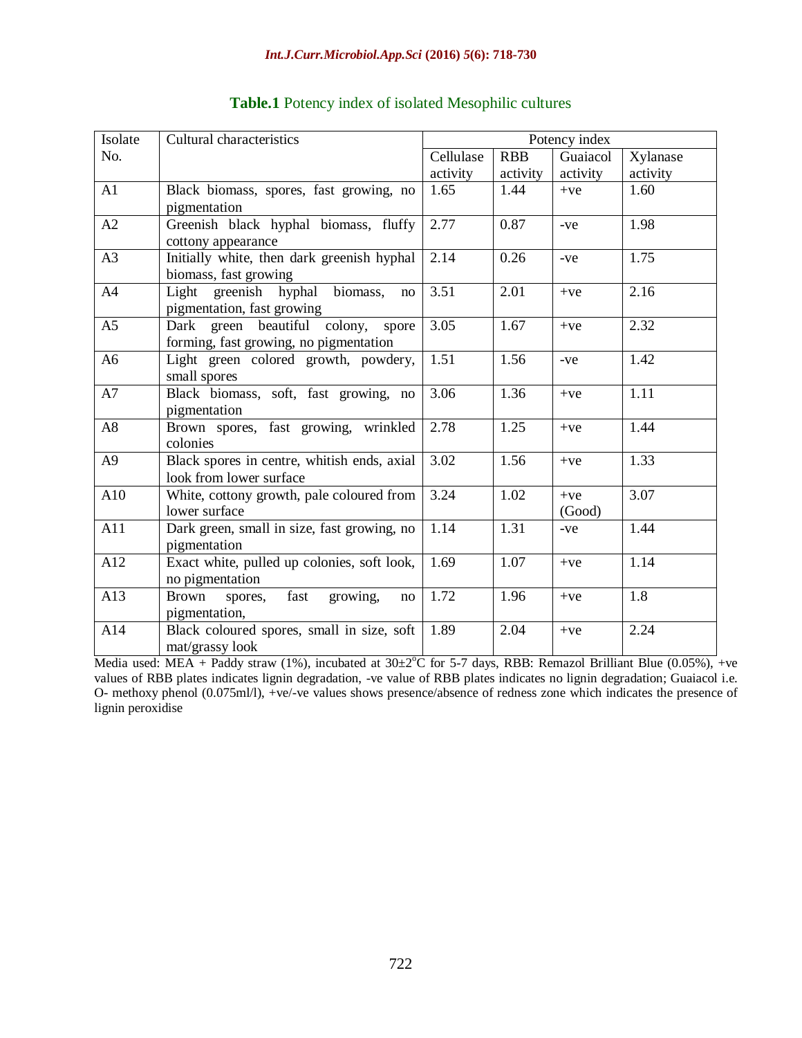**Table.1** Potency index of isolated Mesophilic cultures

| Isolate No. | Cultural characteristics | Potency index | | | |
|---|---|---|---|---|---|
| | | Cellulase activity | RBB activity | Guaiacol activity | Xylanase activity |
| A1 | Black biomass, spores, fast growing, no pigmentation | 1.65 | 1.44 | +ve | 1.60 |
| A2 | Greenish black hyphal biomass, fluffy cottony appearance | 2.77 | 0.87 | -ve | 1.98 |
| A3 | Initially white, then dark greenish hyphal biomass, fast growing | 2.14 | 0.26 | -ve | 1.75 |
| A4 | Light greenish hyphal biomass, no pigmentation, fast growing | 3.51 | 2.01 | +ve | 2.16 |
| A5 | Dark green beautiful colony, spore forming, fast growing, no pigmentation | 3.05 | 1.67 | +ve | 2.32 |
| A6 | Light green colored growth, powdery, small spores | 1.51 | 1.56 | -ve | 1.42 |
| A7 | Black biomass, soft, fast growing, no pigmentation | 3.06 | 1.36 | +ve | 1.11 |
| A8 | Brown spores, fast growing, wrinkled colonies | 2.78 | 1.25 | +ve | 1.44 |
| A9 | Black spores in centre, whitish ends, axial look from lower surface | 3.02 | 1.56 | +ve | 1.33 |
| A10 | White, cottony growth, pale coloured from lower surface | 3.24 | 1.02 | +ve (Good) | 3.07 |
| A11 | Dark green, small in size, fast growing, no pigmentation | 1.14 | 1.31 | -ve | 1.44 |
| A12 | Exact white, pulled up colonies, soft look, no pigmentation | 1.69 | 1.07 | +ve | 1.14 |
| A13 | Brown spores, fast growing, no pigmentation, | 1.72 | 1.96 | +ve | 1.8 |
| A14 | Black coloured spores, small in size, soft mat/grassy look | 1.89 | 2.04 | +ve | 2.24 |

Media used: MEA + Paddy straw (1%), incubated at 30±2°C for 5-7 days, RBB: Remazol Brilliant Blue (0.05%), +ve values of RBB plates indicates lignin degradation, -ve value of RBB plates indicates no lignin degradation; Guaiacol i.e. O- methoxy phenol (0.075ml/l), +ve/-ve values shows presence/absence of redness zone which indicates the presence of lignin peroxidise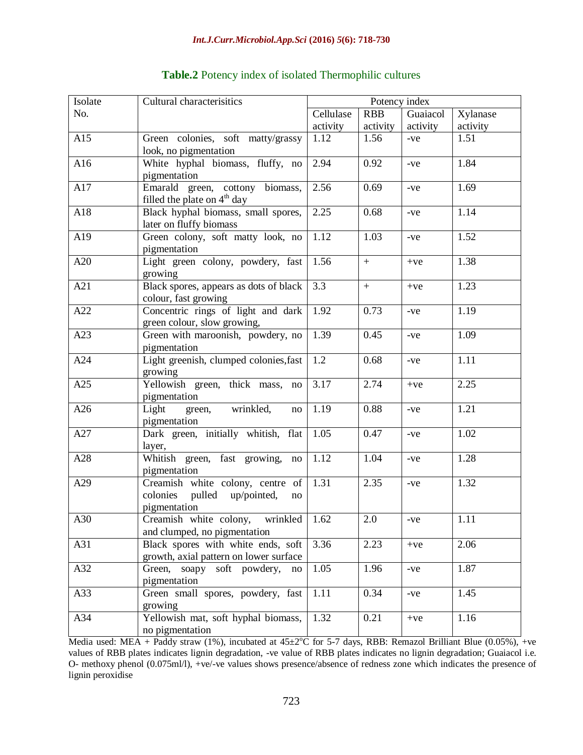**Table.2** Potency index of isolated Thermophilic cultures

| Isolate No. | Cultural characterisitics | Potency index | | | |
|---|---|---|---|---|---|
| | | Cellulase activity | RBB activity | Guaiacol activity | Xylanase activity |
| A15 | Green colonies, soft matty/grassy look, no pigmentation | 1.12 | 1.56 | -ve | 1.51 |
| A16 | White hyphal biomass, fluffy, no pigmentation | 2.94 | 0.92 | -ve | 1.84 |
| A17 | Emarald green, cottony biomass, filled the plate on 4th day | 2.56 | 0.69 | -ve | 1.69 |
| A18 | Black hyphal biomass, small spores, later on fluffy biomass | 2.25 | 0.68 | -ve | 1.14 |
| A19 | Green colony, soft matty look, no pigmentation | 1.12 | 1.03 | -ve | 1.52 |
| A20 | Light green colony, powdery, fast growing | 1.56 | + | +ve | 1.38 |
| A21 | Black spores, appears as dots of black colour, fast growing | 3.3 | + | +ve | 1.23 |
| A22 | Concentric rings of light and dark green colour, slow growing, | 1.92 | 0.73 | -ve | 1.19 |
| A23 | Green with maroonish, powdery, no pigmentation | 1.39 | 0.45 | -ve | 1.09 |
| A24 | Light greenish, clumped colonies,fast growing | 1.2 | 0.68 | -ve | 1.11 |
| A25 | Yellowish green, thick mass, no pigmentation | 3.17 | 2.74 | +ve | 2.25 |
| A26 | Light green, wrinkled, no pigmentation | 1.19 | 0.88 | -ve | 1.21 |
| A27 | Dark green, initially whitish, flat layer, | 1.05 | 0.47 | -ve | 1.02 |
| A28 | Whitish green, fast growing, no pigmentation | 1.12 | 1.04 | -ve | 1.28 |
| A29 | Creamish white colony, centre of colonies pulled up/pointed, no pigmentation | 1.31 | 2.35 | -ve | 1.32 |
| A30 | Creamish white colony, wrinkled and clumped, no pigmentation | 1.62 | 2.0 | -ve | 1.11 |
| A31 | Black spores with white ends, soft growth, axial pattern on lower surface | 3.36 | 2.23 | +ve | 2.06 |
| A32 | Green, soapy soft powdery, no pigmentation | 1.05 | 1.96 | -ve | 1.87 |
| A33 | Green small spores, powdery, fast growing | 1.11 | 0.34 | -ve | 1.45 |
| A34 | Yellowish mat, soft hyphal biomass, no pigmentation | 1.32 | 0.21 | +ve | 1.16 |

Media used: MEA + Paddy straw (1%), incubated at 45±2°C for 5-7 days, RBB: Remazol Brilliant Blue (0.05%), +ve values of RBB plates indicates lignin degradation, -ve value of RBB plates indicates no lignin degradation; Guaiacol i.e. O- methoxy phenol (0.075ml/l), +ve/-ve values shows presence/absence of redness zone which indicates the presence of lignin peroxidise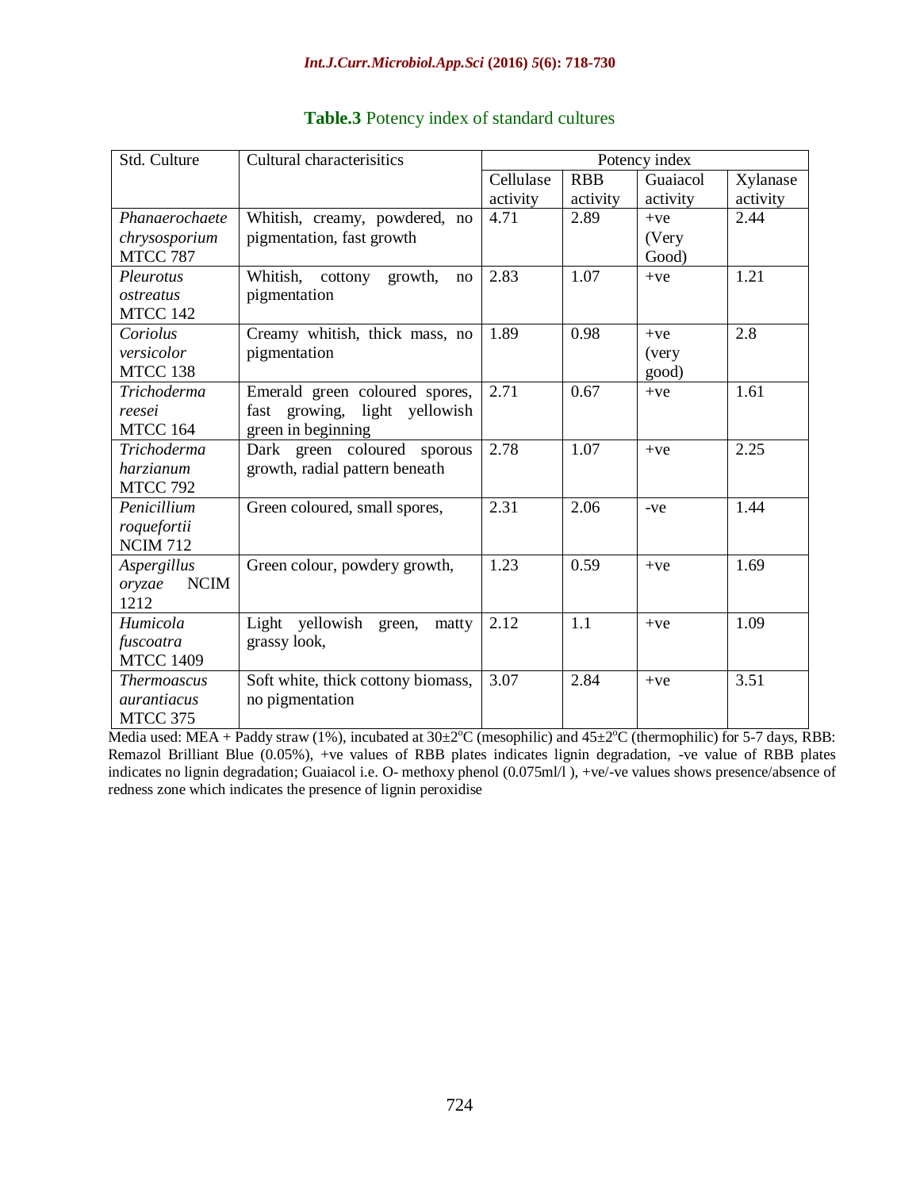**Table.3** Potency index of standard cultures

| Std. Culture | Cultural characterisitics | Potency index | | | |
|---|---|---|---|---|---|
| | | Cellulase activity | RBB activity | Guaiacol activity | Xylanase activity |
| *Phanaerochaete chrysosporium* MTCC 787 | Whitish, creamy, powdered, no pigmentation, fast growth | 4.71 | 2.89 | +ve (Very Good) | 2.44 |
| *Pleurotus ostreatus* MTCC 142 | Whitish, cottony growth, no pigmentation | 2.83 | 1.07 | +ve | 1.21 |
| *Coriolus versicolor* MTCC 138 | Creamy whitish, thick mass, no pigmentation | 1.89 | 0.98 | +ve (very good) | 2.8 |
| *Trichoderma reesei* MTCC 164 | Emerald green coloured spores, fast growing, light yellowish green in beginning | 2.71 | 0.67 | +ve | 1.61 |
| *Trichoderma harzianum* MTCC 792 | Dark green coloured sporous growth, radial pattern beneath | 2.78 | 1.07 | +ve | 2.25 |
| *Penicillium roquefortii* NCIM 712 | Green coloured, small spores, | 2.31 | 2.06 | -ve | 1.44 |
| *Aspergillus oryzae* NCIM 1212 | Green colour, powdery growth, | 1.23 | 0.59 | +ve | 1.69 |
| *Humicola fuscoatra* MTCC 1409 | Light yellowish green, matty grassy look, | 2.12 | 1.1 | +ve | 1.09 |
| *Thermoascus aurantiacus* MTCC 375 | Soft white, thick cottony biomass, no pigmentation | 3.07 | 2.84 | +ve | 3.51 |

Media used: MEA + Paddy straw (1%), incubated at 30±2°C (mesophilic) and 45±2°C (thermophilic) for 5-7 days, RBB: Remazol Brilliant Blue (0.05%), +ve values of RBB plates indicates lignin degradation, -ve value of RBB plates indicates no lignin degradation; Guaiacol i.e. O- methoxy phenol (0.075ml/l ), +ve/-ve values shows presence/absence of redness zone which indicates the presence of lignin peroxidise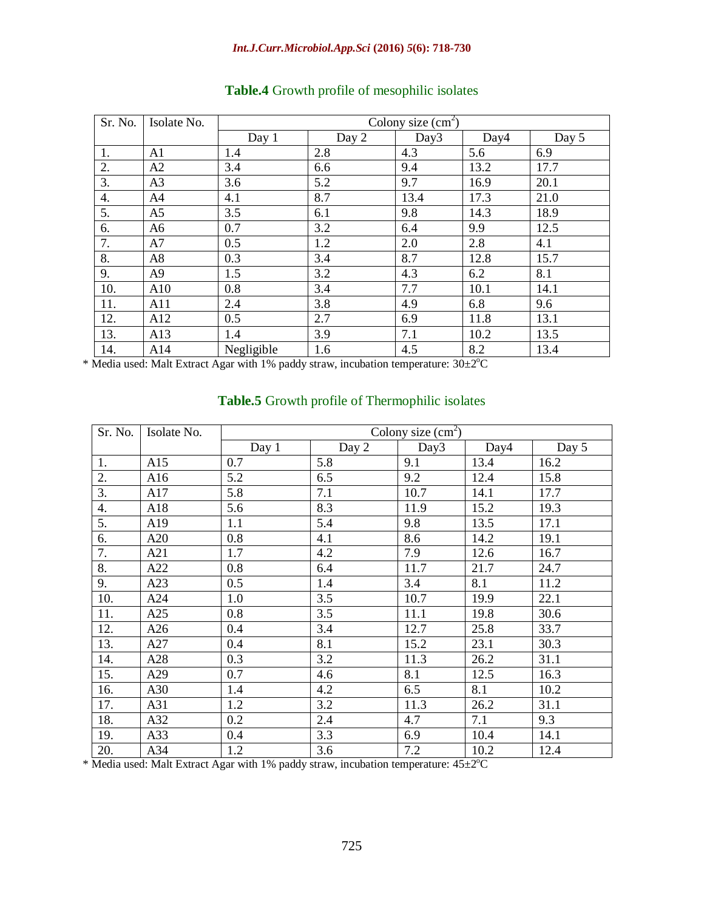**Table.4** Growth profile of mesophilic isolates

| Sr. No. | Isolate No. | Colony size ($cm^2$) | | | | |
|---|---|---|---|---|---|---|
| | | Day 1 | Day 2 | Day3 | Day4 | Day 5 |
| 1. | A1 | 1.4 | 2.8 | 4.3 | 5.6 | 6.9 |
| 2. | A2 | 3.4 | 6.6 | 9.4 | 13.2 | 17.7 |
| 3. | A3 | 3.6 | 5.2 | 9.7 | 16.9 | 20.1 |
| 4. | A4 | 4.1 | 8.7 | 13.4 | 17.3 | 21.0 |
| 5. | A5 | 3.5 | 6.1 | 9.8 | 14.3 | 18.9 |
| 6. | A6 | 0.7 | 3.2 | 6.4 | 9.9 | 12.5 |
| 7. | A7 | 0.5 | 1.2 | 2.0 | 2.8 | 4.1 |
| 8. | A8 | 0.3 | 3.4 | 8.7 | 12.8 | 15.7 |
| 9. | A9 | 1.5 | 3.2 | 4.3 | 6.2 | 8.1 |
| 10. | A10 | 0.8 | 3.4 | 7.7 | 10.1 | 14.1 |
| 11. | A11 | 2.4 | 3.8 | 4.9 | 6.8 | 9.6 |
| 12. | A12 | 0.5 | 2.7 | 6.9 | 11.8 | 13.1 |
| 13. | A13 | 1.4 | 3.9 | 7.1 | 10.2 | 13.5 |
| 14. | A14 | Negligible | 1.6 | 4.5 | 8.2 | 13.4 |

* Media used: Malt Extract Agar with 1% paddy straw, incubation temperature: $30\pm2^{o}C$

**Table.5** Growth profile of Thermophilic isolates

| Sr. No. | Isolate No. | Colony size ($cm^2$) | | | | |
|---|---|---|---|---|---|---|
| | | Day 1 | Day 2 | Day3 | Day4 | Day 5 |
| 1. | A15 | 0.7 | 5.8 | 9.1 | 13.4 | 16.2 |
| 2. | A16 | 5.2 | 6.5 | 9.2 | 12.4 | 15.8 |
| 3. | A17 | 5.8 | 7.1 | 10.7 | 14.1 | 17.7 |
| 4. | A18 | 5.6 | 8.3 | 11.9 | 15.2 | 19.3 |
| 5. | A19 | 1.1 | 5.4 | 9.8 | 13.5 | 17.1 |
| 6. | A20 | 0.8 | 4.1 | 8.6 | 14.2 | 19.1 |
| 7. | A21 | 1.7 | 4.2 | 7.9 | 12.6 | 16.7 |
| 8. | A22 | 0.8 | 6.4 | 11.7 | 21.7 | 24.7 |
| 9. | A23 | 0.5 | 1.4 | 3.4 | 8.1 | 11.2 |
| 10. | A24 | 1.0 | 3.5 | 10.7 | 19.9 | 22.1 |
| 11. | A25 | 0.8 | 3.5 | 11.1 | 19.8 | 30.6 |
| 12. | A26 | 0.4 | 3.4 | 12.7 | 25.8 | 33.7 |
| 13. | A27 | 0.4 | 8.1 | 15.2 | 23.1 | 30.3 |
| 14. | A28 | 0.3 | 3.2 | 11.3 | 26.2 | 31.1 |
| 15. | A29 | 0.7 | 4.6 | 8.1 | 12.5 | 16.3 |
| 16. | A30 | 1.4 | 4.2 | 6.5 | 8.1 | 10.2 |
| 17. | A31 | 1.2 | 3.2 | 11.3 | 26.2 | 31.1 |
| 18. | A32 | 0.2 | 2.4 | 4.7 | 7.1 | 9.3 |
| 19. | A33 | 0.4 | 3.3 | 6.9 | 10.4 | 14.1 |
| 20. | A34 | 1.2 | 3.6 | 7.2 | 10.2 | 12.4 |

* Media used: Malt Extract Agar with 1% paddy straw, incubation temperature: $45\pm2^{o}C$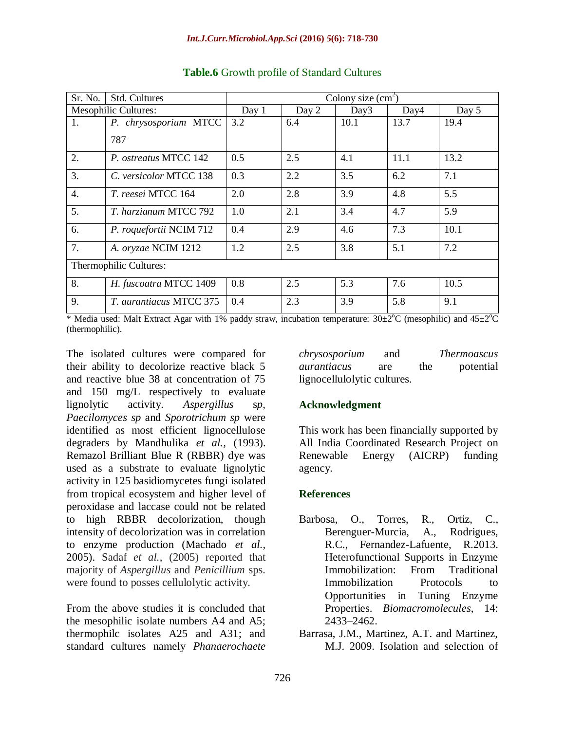**Table.6** Growth profile of Standard Cultures

| Sr. No. | Std. Cultures | Colony size ($cm^2$) | | | | |
|---|---|---|---|---|---|---|
| Mesophilic Cultures: | | Day 1 | Day 2 | Day3 | Day4 | Day 5 |
| 1. | *P. chrysosporium* MTCC 787 | 3.2 | 6.4 | 10.1 | 13.7 | 19.4 |
| 2. | *P. ostreatus* MTCC 142 | 0.5 | 2.5 | 4.1 | 11.1 | 13.2 |
| 3. | *C. versicolor* MTCC 138 | 0.3 | 2.2 | 3.5 | 6.2 | 7.1 |
| 4. | *T. reesei* MTCC 164 | 2.0 | 2.8 | 3.9 | 4.8 | 5.5 |
| 5. | *T. harzianum* MTCC 792 | 1.0 | 2.1 | 3.4 | 4.7 | 5.9 |
| 6. | *P. roquefortii* NCIM 712 | 0.4 | 2.9 | 4.6 | 7.3 | 10.1 |
| 7. | *A. oryzae* NCIM 1212 | 1.2 | 2.5 | 3.8 | 5.1 | 7.2 |
| Thermophilic Cultures: | | | | | | |
| 8. | *H. fuscoatra* MTCC 1409 | 0.8 | 2.5 | 5.3 | 7.6 | 10.5 |
| 9. | *T. aurantiacus* MTCC 375 | 0.4 | 2.3 | 3.9 | 5.8 | 9.1 |

\* Media used: Malt Extract Agar with 1% paddy straw, incubation temperature: 30±2°C (mesophilic) and 45±2°C (thermophilic).

The isolated cultures were compared for their ability to decolorize reactive black 5 and reactive blue 38 at concentration of 75 and 150 mg/L respectively to evaluate lignolytic activity. *Aspergillus sp, Paecilomyces sp* and *Sporotrichum sp* were identified as most efficient lignocellulose degraders by Mandhulika *et al.,* (1993). Remazol Brilliant Blue R (RBBR) dye was used as a substrate to evaluate lignolytic activity in 125 basidiomycetes fungi isolated from tropical ecosystem and higher level of peroxidase and laccase could not be related to high RBBR decolorization, though intensity of decolorization was in correlation to enzyme production (Machado *et al.,* 2005). Sadaf *et al.,* (2005) reported that majority of *Aspergillus* and *Penicillium* sps. were found to posses cellulolytic activity.

From the above studies it is concluded that the mesophilic isolate numbers A4 and A5; thermophilc isolates A25 and A31; and standard cultures namely *Phanaerochaete chrysosporium* and *Thermoascus aurantiacus* are the potential lignocellulolytic cultures.

## Acknowledgment

This work has been financially supported by All India Coordinated Research Project on Renewable Energy (AICRP) funding agency.

## References

- Barbosa, O., Torres, R., Ortiz, C., Berenguer-Murcia, A., Rodrigues, R.C., Fernandez-Lafuente, R.2013. Heterofunctional Supports in Enzyme Immobilization: From Traditional Immobilization Protocols to Opportunities in Tuning Enzyme Properties. *Biomacromolecules*, 14: 2433–2462.
- Barrasa, J.M., Martinez, A.T. and Martinez, M.J. 2009. Isolation and selection of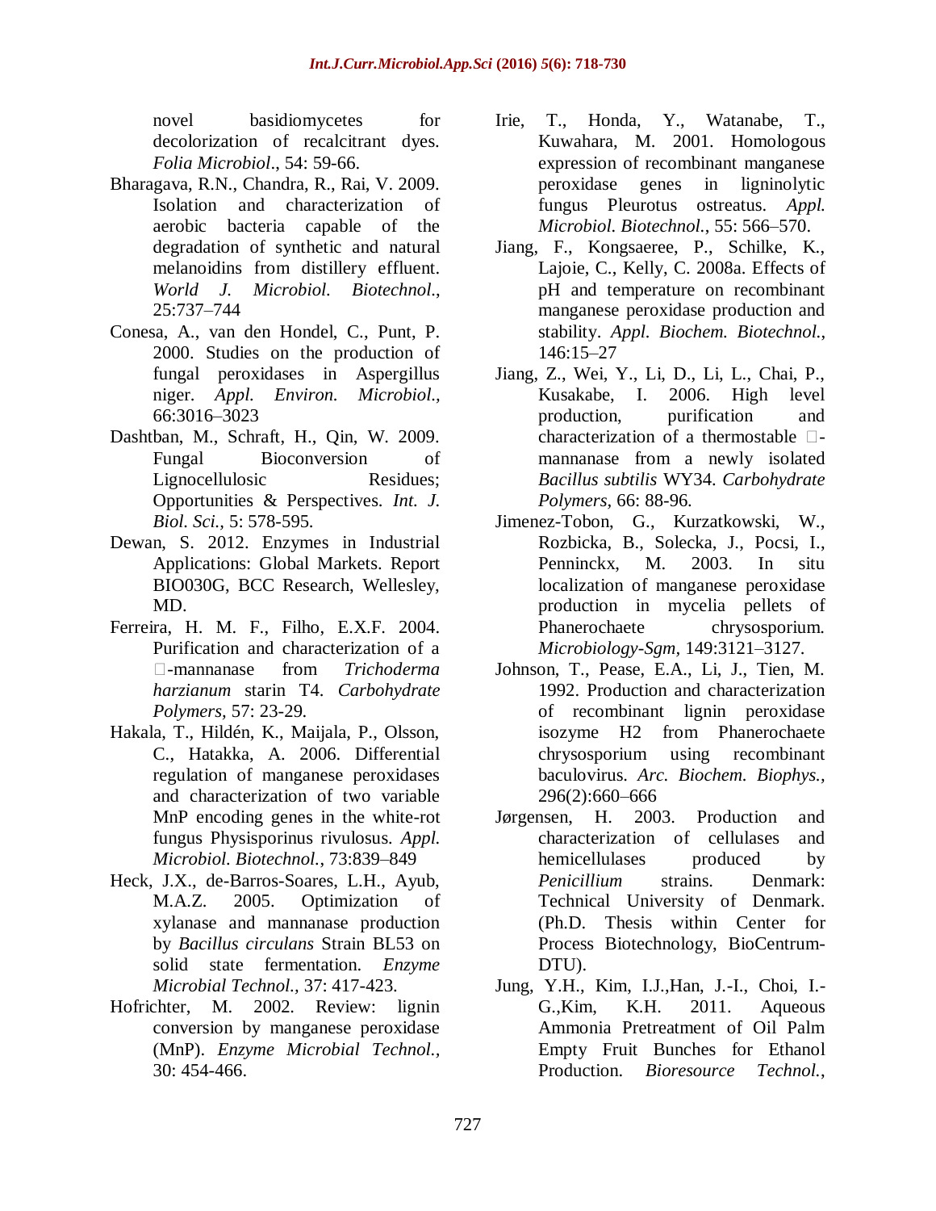novel basidiomycetes for decolorization of recalcitrant dyes. *Folia Microbiol*., 54: 59-66.

Bharagava, R.N., Chandra, R., Rai, V. 2009. Isolation and characterization of aerobic bacteria capable of the degradation of synthetic and natural melanoidins from distillery effluent. *World J. Microbiol. Biotechnol*., 25:737–744

Conesa, A., van den Hondel, C., Punt, P. 2000. Studies on the production of fungal peroxidases in Aspergillus niger. *Appl. Environ. Microbiol.,* 66:3016–3023

Dashtban, M., Schraft, H., Qin, W. 2009. Fungal Bioconversion of Lignocellulosic Residues; Opportunities & Perspectives. *Int. J. Biol. Sci.,* 5: 578-595.

Dewan, S. 2012. Enzymes in Industrial Applications: Global Markets. Report BIO030G, BCC Research, Wellesley, MD.

Ferreira, H. M. F., Filho, E.X.F. 2004. Purification and characterization of a -mannanase from *Trichoderma harzianum* starin T4. *Carbohydrate Polymers,* 57: 23-29.

Hakala, T., Hildén, K., Maijala, P., Olsson, C., Hatakka, A. 2006. Differential regulation of manganese peroxidases and characterization of two variable MnP encoding genes in the white-rot fungus Physisporinus rivulosus. *Appl. Microbiol. Biotechnol.*, 73:839–849

Heck, J.X., de-Barros-Soares, L.H., Ayub, M.A.Z. 2005. Optimization of xylanase and mannanase production by *Bacillus circulans* Strain BL53 on solid state fermentation. *Enzyme Microbial Technol.,* 37: 417-423.

Hofrichter, M. 2002. Review: lignin conversion by manganese peroxidase (MnP). *Enzyme Microbial Technol.,* 30: 454-466.

Irie, T., Honda, Y., Watanabe, T., Kuwahara, M. 2001. Homologous expression of recombinant manganese peroxidase genes in ligninolytic fungus Pleurotus ostreatus. *Appl. Microbiol. Biotechnol.*, 55: 566–570.

Jiang, F., Kongsaeree, P., Schilke, K., Lajoie, C., Kelly, C. 2008a. Effects of pH and temperature on recombinant manganese peroxidase production and stability. *Appl. Biochem. Biotechnol.,* 146:15–27

Jiang, Z., Wei, Y., Li, D., Li, L., Chai, P., Kusakabe, I. 2006. High level production, purification and characterization of a thermostable -mannanase from a newly isolated *Bacillus subtilis* WY34. *Carbohydrate Polymers,* 66: 88-96.

Jimenez-Tobon, G., Kurzatkowski, W., Rozbicka, B., Solecka, J., Pocsi, I., Penninckx, M. 2003. In situ localization of manganese peroxidase production in mycelia pellets of Phanerochaete chrysosporium. *Microbiology-Sgm,* 149:3121–3127.

Johnson, T., Pease, E.A., Li, J., Tien, M. 1992. Production and characterization of recombinant lignin peroxidase isozyme H2 from Phanerochaete chrysosporium using recombinant baculovirus. *Arc. Biochem. Biophys.,* 296(2):660–666

Jørgensen, H. 2003. Production and characterization of cellulases and hemicellulases produced by *Penicillium* strains. Denmark: Technical University of Denmark. (Ph.D. Thesis within Center for Process Biotechnology, BioCentrum-DTU).

Jung, Y.H., Kim, I.J.,Han, J.-I., Choi, I.-G.,Kim, K.H. 2011. Aqueous Ammonia Pretreatment of Oil Palm Empty Fruit Bunches for Ethanol Production. *Bioresource Technol.*,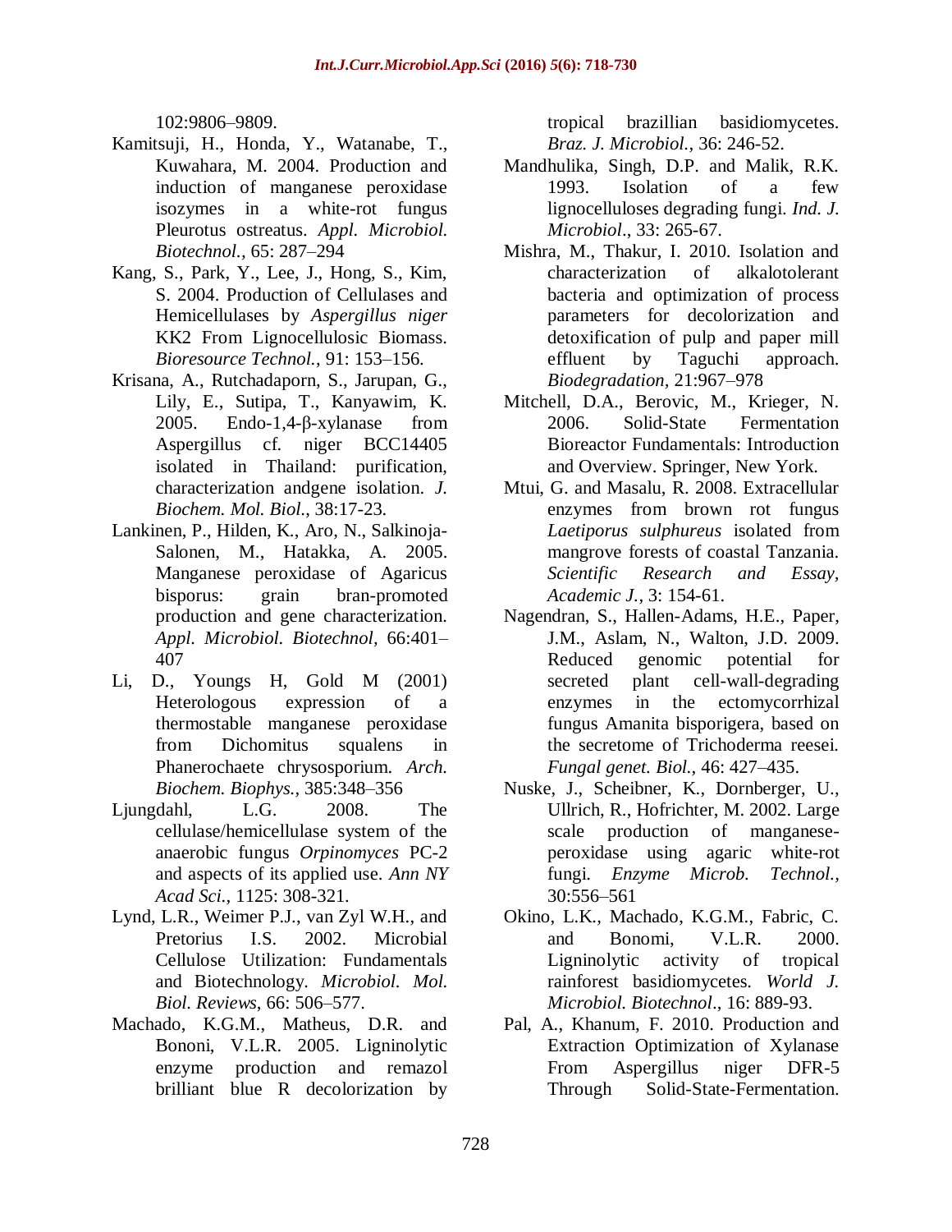102:9806–9809.

Kamitsuji, H., Honda, Y., Watanabe, T., Kuwahara, M. 2004. Production and induction of manganese peroxidase isozymes in a white-rot fungus Pleurotus ostreatus. *Appl. Microbiol. Biotechnol.*, 65: 287–294

Kang, S., Park, Y., Lee, J., Hong, S., Kim, S. 2004. Production of Cellulases and Hemicellulases by *Aspergillus niger* KK2 From Lignocellulosic Biomass. *Bioresource Technol.*, 91: 153–156.

Krisana, A., Rutchadaporn, S., Jarupan, G., Lily, E., Sutipa, T., Kanyawim, K. 2005. Endo-1,4-β-xylanase from Aspergillus cf. niger BCC14405 isolated in Thailand: purification, characterization andgene isolation. *J. Biochem. Mol. Biol.*, 38:17-23.

Lankinen, P., Hilden, K., Aro, N., Salkinoja-Salonen, M., Hatakka, A. 2005. Manganese peroxidase of Agaricus bisporus: grain bran-promoted production and gene characterization. *Appl. Microbiol. Biotechnol,* 66:401–407

Li, D., Youngs H, Gold M (2001) Heterologous expression of a thermostable manganese peroxidase from Dichomitus squalens in Phanerochaete chrysosporium. *Arch. Biochem. Biophys.*, 385:348–356

Ljungdahl, L.G. 2008. The cellulase/hemicellulase system of the anaerobic fungus *Orpinomyces* PC-2 and aspects of its applied use. *Ann NY Acad Sci.*, 1125: 308-321.

Lynd, L.R., Weimer P.J., van Zyl W.H., and Pretorius I.S. 2002. Microbial Cellulose Utilization: Fundamentals and Biotechnology. *Microbiol. Mol. Biol. Reviews*, 66: 506–577.

Machado, K.G.M., Matheus, D.R. and Bononi, V.L.R. 2005. Ligninolytic enzyme production and remazol brilliant blue R decolorization by tropical brazillian basidiomycetes. *Braz. J. Microbiol.*, 36: 246-52.

Mandhulika, Singh, D.P. and Malik, R.K. 1993. Isolation of a few lignocelluloses degrading fungi. *Ind. J. Microbiol*., 33: 265-67.

Mishra, M., Thakur, I. 2010. Isolation and characterization of alkalotolerant bacteria and optimization of process parameters for decolorization and detoxification of pulp and paper mill effluent by Taguchi approach. *Biodegradation,* 21:967–978

Mitchell, D.A., Berovic, M., Krieger, N. 2006. Solid-State Fermentation Bioreactor Fundamentals: Introduction and Overview. Springer, New York.

Mtui, G. and Masalu, R. 2008. Extracellular enzymes from brown rot fungus *Laetiporus sulphureus* isolated from mangrove forests of coastal Tanzania. *Scientific Research and Essay, Academic J.*, 3: 154-61.

Nagendran, S., Hallen-Adams, H.E., Paper, J.M., Aslam, N., Walton, J.D. 2009. Reduced genomic potential for secreted plant cell-wall-degrading enzymes in the ectomycorrhizal fungus Amanita bisporigera, based on the secretome of Trichoderma reesei. *Fungal genet. Biol.,* 46: 427–435.

Nuske, J., Scheibner, K., Dornberger, U., Ullrich, R., Hofrichter, M. 2002. Large scale production of manganese-peroxidase using agaric white-rot fungi. *Enzyme Microb. Technol.,* 30:556–561

Okino, L.K., Machado, K.G.M., Fabric, C. and Bonomi, V.L.R. 2000. Ligninolytic activity of tropical rainforest basidiomycetes. *World J. Microbiol. Biotechnol*., 16: 889-93.

Pal, A., Khanum, F. 2010. Production and Extraction Optimization of Xylanase From Aspergillus niger DFR-5 Through Solid-State-Fermentation.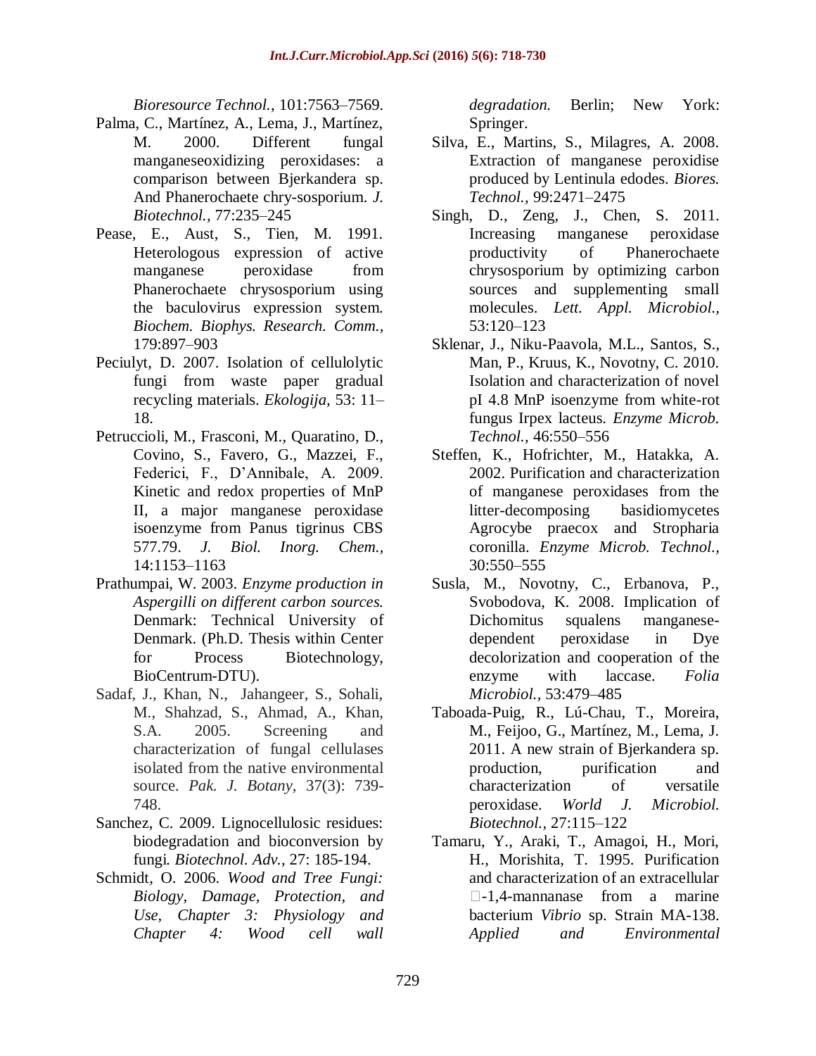*Bioresource Technol.*, 101:7563–7569.

Palma, C., Martínez, A., Lema, J., Martínez, M. 2000. Different fungal manganeseoxidizing peroxidases: a comparison between Bjerkandera sp. And Phanerochaete chry-sosporium. *J. Biotechnol.*, 77:235–245

Pease, E., Aust, S., Tien, M. 1991. Heterologous expression of active manganese peroxidase from Phanerochaete chrysosporium using the baculovirus expression system. *Biochem. Biophys. Research. Comm.*, 179:897–903

Peciulyt, D. 2007. Isolation of cellulolytic fungi from waste paper gradual recycling materials. *Ekologija,* 53: 11–18.

Petruccioli, M., Frasconi, M., Quaratino, D., Covino, S., Favero, G., Mazzei, F., Federici, F., D'Annibale, A. 2009. Kinetic and redox properties of MnP II, a major manganese peroxidase isoenzyme from Panus tigrinus CBS 577.79. *J. Biol. Inorg. Chem.*, 14:1153–1163

Prathumpai, W. 2003. *Enzyme production in Aspergilli on different carbon sources.* Denmark: Technical University of Denmark. (Ph.D. Thesis within Center for Process Biotechnology, BioCentrum-DTU).

Sadaf, J., Khan, N., Jahangeer, S., Sohali, M., Shahzad, S., Ahmad, A., Khan, S.A. 2005. Screening and characterization of fungal cellulases isolated from the native environmental source. *Pak. J. Botany,* 37(3): 739-748.

Sanchez, C. 2009. Lignocellulosic residues: biodegradation and bioconversion by fungi. *Biotechnol. Adv.*, 27: 185-194.

Schmidt, O. 2006. *Wood and Tree Fungi: Biology, Damage, Protection, and Use, Chapter 3: Physiology and Chapter 4: Wood cell wall degradation.* Berlin; New York: Springer.

Silva, E., Martins, S., Milagres, A. 2008. Extraction of manganese peroxidise produced by Lentinula edodes. *Biores. Technol.*, 99:2471–2475

Singh, D., Zeng, J., Chen, S. 2011. Increasing manganese peroxidase productivity of Phanerochaete chrysosporium by optimizing carbon sources and supplementing small molecules. *Lett. Appl. Microbiol.*, 53:120–123

Sklenar, J., Niku-Paavola, M.L., Santos, S., Man, P., Kruus, K., Novotny, C. 2010. Isolation and characterization of novel pI 4.8 MnP isoenzyme from white-rot fungus Irpex lacteus. *Enzyme Microb. Technol.*, 46:550–556

Steffen, K., Hofrichter, M., Hatakka, A. 2002. Purification and characterization of manganese peroxidases from the litter-decomposing basidiomycetes Agrocybe praecox and Stropharia coronilla. *Enzyme Microb. Technol.*, 30:550–555

Susla, M., Novotny, C., Erbanova, P., Svobodova, K. 2008. Implication of Dichomitus squalens manganese-dependent peroxidase in Dye decolorization and cooperation of the enzyme with laccase. *Folia Microbiol.*, 53:479–485

Taboada-Puig, R., Lú-Chau, T., Moreira, M., Feijoo, G., Martínez, M., Lema, J. 2011. A new strain of Bjerkandera sp. production, purification and characterization of versatile peroxidase. *World J. Microbiol. Biotechnol.*, 27:115–122

Tamaru, Y., Araki, T., Amagoi, H., Mori, H., Morishita, T. 1995. Purification and characterization of an extracellular -1,4-mannanase from a marine bacterium *Vibrio* sp. Strain MA-138. *Applied and Environmental*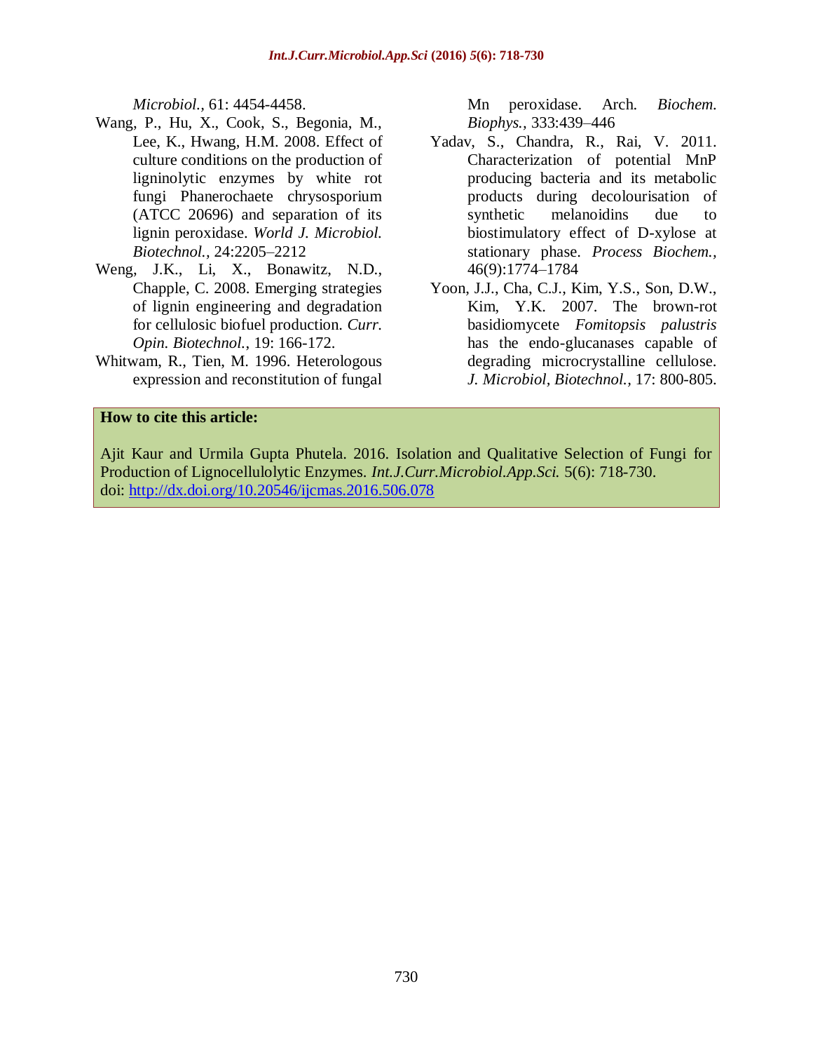*Microbiol.*, 61: 4454-4458.

Wang, P., Hu, X., Cook, S., Begonia, M., Lee, K., Hwang, H.M. 2008. Effect of culture conditions on the production of ligninolytic enzymes by white rot fungi Phanerochaete chrysosporium (ATCC 20696) and separation of its lignin peroxidase. *World J. Microbiol. Biotechnol.*, 24:2205–2212

Weng, J.K., Li, X., Bonawitz, N.D., Chapple, C. 2008. Emerging strategies of lignin engineering and degradation for cellulosic biofuel production. *Curr. Opin. Biotechnol.*, 19: 166-172.

Whitwam, R., Tien, M. 1996. Heterologous expression and reconstitution of fungal Mn peroxidase. Arch. *Biochem. Biophys.*, 333:439–446

Yadav, S., Chandra, R., Rai, V. 2011. Characterization of potential MnP producing bacteria and its metabolic products during decolourisation of synthetic melanoidins due to biostimulatory effect of D-xylose at stationary phase. *Process Biochem.*, 46(9):1774–1784

Yoon, J.J., Cha, C.J., Kim, Y.S., Son, D.W., Kim, Y.K. 2007. The brown-rot basidiomycete *Fomitopsis palustris* has the endo-glucanases capable of degrading microcrystalline cellulose. *J. Microbiol, Biotechnol.*, 17: 800-805.

**How to cite this article:**

Ajit Kaur and Urmila Gupta Phutela. 2016. Isolation and Qualitative Selection of Fungi for Production of Lignocellulolytic Enzymes. *Int.J.Curr.Microbiol.App.Sci.* 5(6): 718-730.
doi: http://dx.doi.org/10.20546/ijcmas.2016.506.078